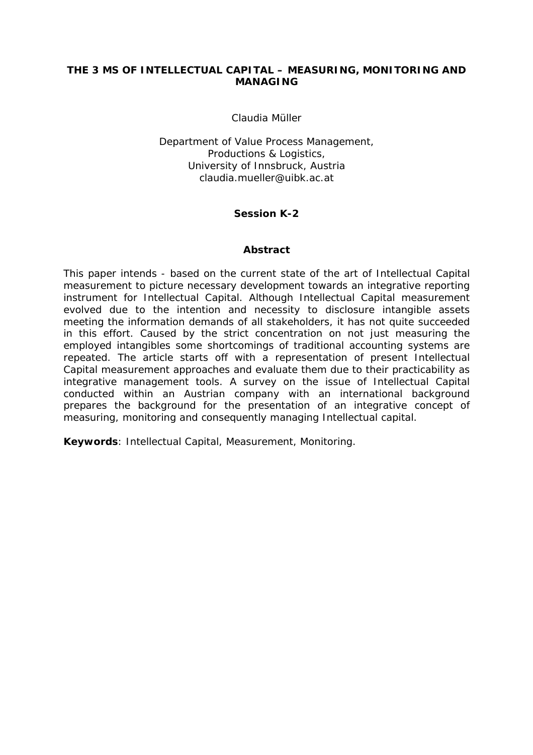# THE 3 MS OF INTELLECTUAL CAPITAL – MEASURING, MONITORING AND MANAGING

Claudia Müller

Department of Value Process Management,
Productions & Logistics,
University of Innsbruck, Austria
claudia.mueller@uibk.ac.at

**Session K-2**

## Abstract

This paper intends - based on the current state of the art of Intellectual Capital measurement to picture necessary development towards an integrative reporting instrument for Intellectual Capital. Although Intellectual Capital measurement evolved due to the intention and necessity to disclosure intangible assets meeting the information demands of all stakeholders, it has not quite succeeded in this effort. Caused by the strict concentration on not just measuring the employed intangibles some shortcomings of traditional accounting systems are repeated. The article starts off with a representation of present Intellectual Capital measurement approaches and evaluate them due to their practicability as integrative management tools. A survey on the issue of Intellectual Capital conducted within an Austrian company with an international background prepares the background for the presentation of an integrative concept of measuring, monitoring and consequently managing Intellectual capital.

**Keywords**: Intellectual Capital, Measurement, Monitoring.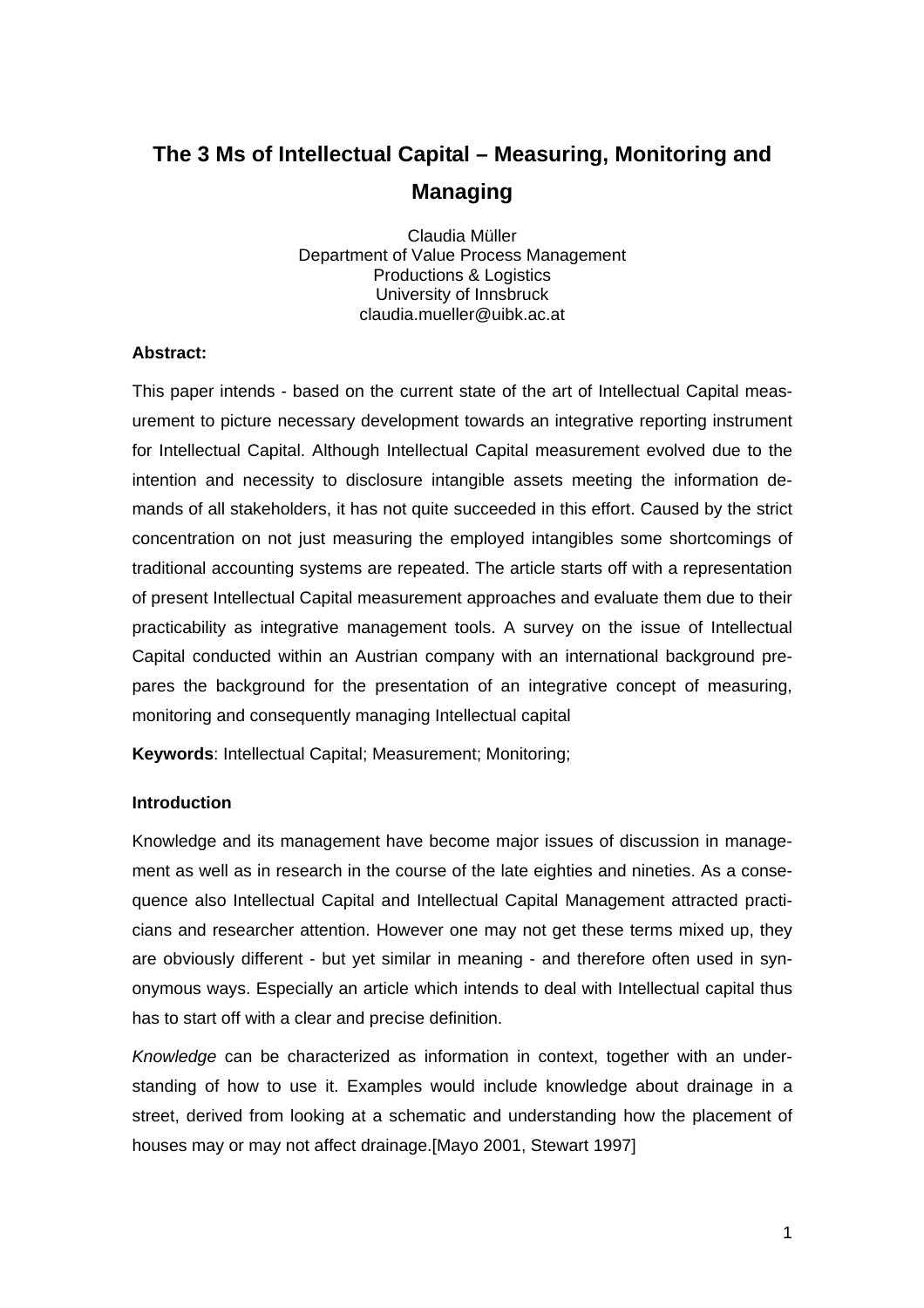# The 3 Ms of Intellectual Capital – Measuring, Monitoring and Managing

Claudia Müller
Department of Value Process Management
Productions & Logistics
University of Innsbruck
claudia.mueller@uibk.ac.at

**Abstract:**

This paper intends - based on the current state of the art of Intellectual Capital measurement to picture necessary development towards an integrative reporting instrument for Intellectual Capital. Although Intellectual Capital measurement evolved due to the intention and necessity to disclosure intangible assets meeting the information demands of all stakeholders, it has not quite succeeded in this effort. Caused by the strict concentration on not just measuring the employed intangibles some shortcomings of traditional accounting systems are repeated. The article starts off with a representation of present Intellectual Capital measurement approaches and evaluate them due to their practicability as integrative management tools. A survey on the issue of Intellectual Capital conducted within an Austrian company with an international background prepares the background for the presentation of an integrative concept of measuring, monitoring and consequently managing Intellectual capital

**Keywords**: Intellectual Capital; Measurement; Monitoring;

**Introduction**

Knowledge and its management have become major issues of discussion in management as well as in research in the course of the late eighties and nineties. As a consequence also Intellectual Capital and Intellectual Capital Management attracted practicians and researcher attention. However one may not get these terms mixed up, they are obviously different - but yet similar in meaning - and therefore often used in synonymous ways. Especially an article which intends to deal with Intellectual capital thus has to start off with a clear and precise definition.

*Knowledge* can be characterized as information in context, together with an understanding of how to use it. Examples would include knowledge about drainage in a street, derived from looking at a schematic and understanding how the placement of houses may or may not affect drainage.[Mayo 2001, Stewart 1997]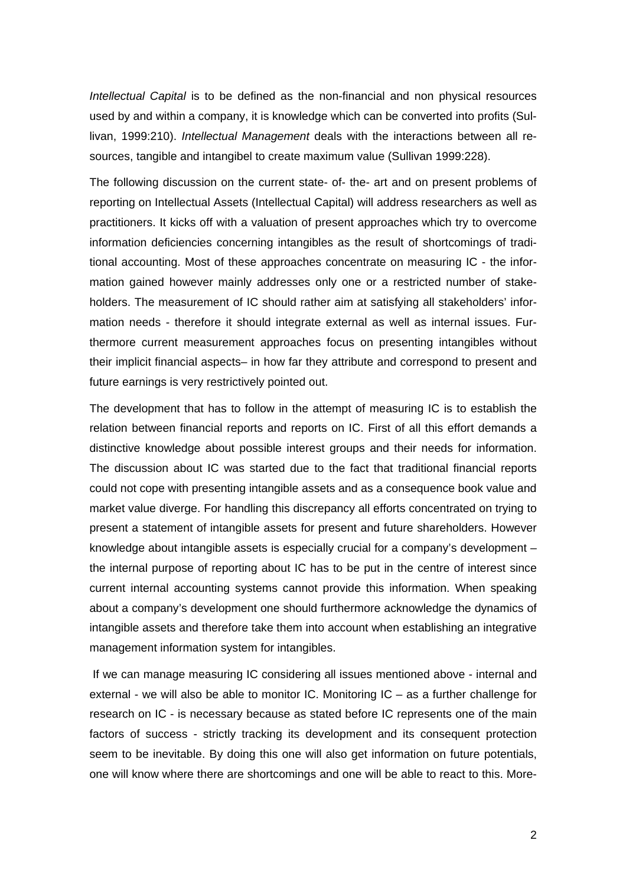*Intellectual Capital* is to be defined as the non-financial and non physical resources used by and within a company, it is knowledge which can be converted into profits (Sullivan, 1999:210). *Intellectual Management* deals with the interactions between all resources, tangible and intangibel to create maximum value (Sullivan 1999:228).

The following discussion on the current state- of- the- art and on present problems of reporting on Intellectual Assets (Intellectual Capital) will address researchers as well as practitioners. It kicks off with a valuation of present approaches which try to overcome information deficiencies concerning intangibles as the result of shortcomings of traditional accounting. Most of these approaches concentrate on measuring IC - the information gained however mainly addresses only one or a restricted number of stakeholders. The measurement of IC should rather aim at satisfying all stakeholders' information needs - therefore it should integrate external as well as internal issues. Furthermore current measurement approaches focus on presenting intangibles without their implicit financial aspects– in how far they attribute and correspond to present and future earnings is very restrictively pointed out.

The development that has to follow in the attempt of measuring IC is to establish the relation between financial reports and reports on IC. First of all this effort demands a distinctive knowledge about possible interest groups and their needs for information. The discussion about IC was started due to the fact that traditional financial reports could not cope with presenting intangible assets and as a consequence book value and market value diverge. For handling this discrepancy all efforts concentrated on trying to present a statement of intangible assets for present and future shareholders. However knowledge about intangible assets is especially crucial for a company's development – the internal purpose of reporting about IC has to be put in the centre of interest since current internal accounting systems cannot provide this information. When speaking about a company's development one should furthermore acknowledge the dynamics of intangible assets and therefore take them into account when establishing an integrative management information system for intangibles.

If we can manage measuring IC considering all issues mentioned above - internal and external - we will also be able to monitor IC. Monitoring IC – as a further challenge for research on IC - is necessary because as stated before IC represents one of the main factors of success - strictly tracking its development and its consequent protection seem to be inevitable. By doing this one will also get information on future potentials, one will know where there are shortcomings and one will be able to react to this. More-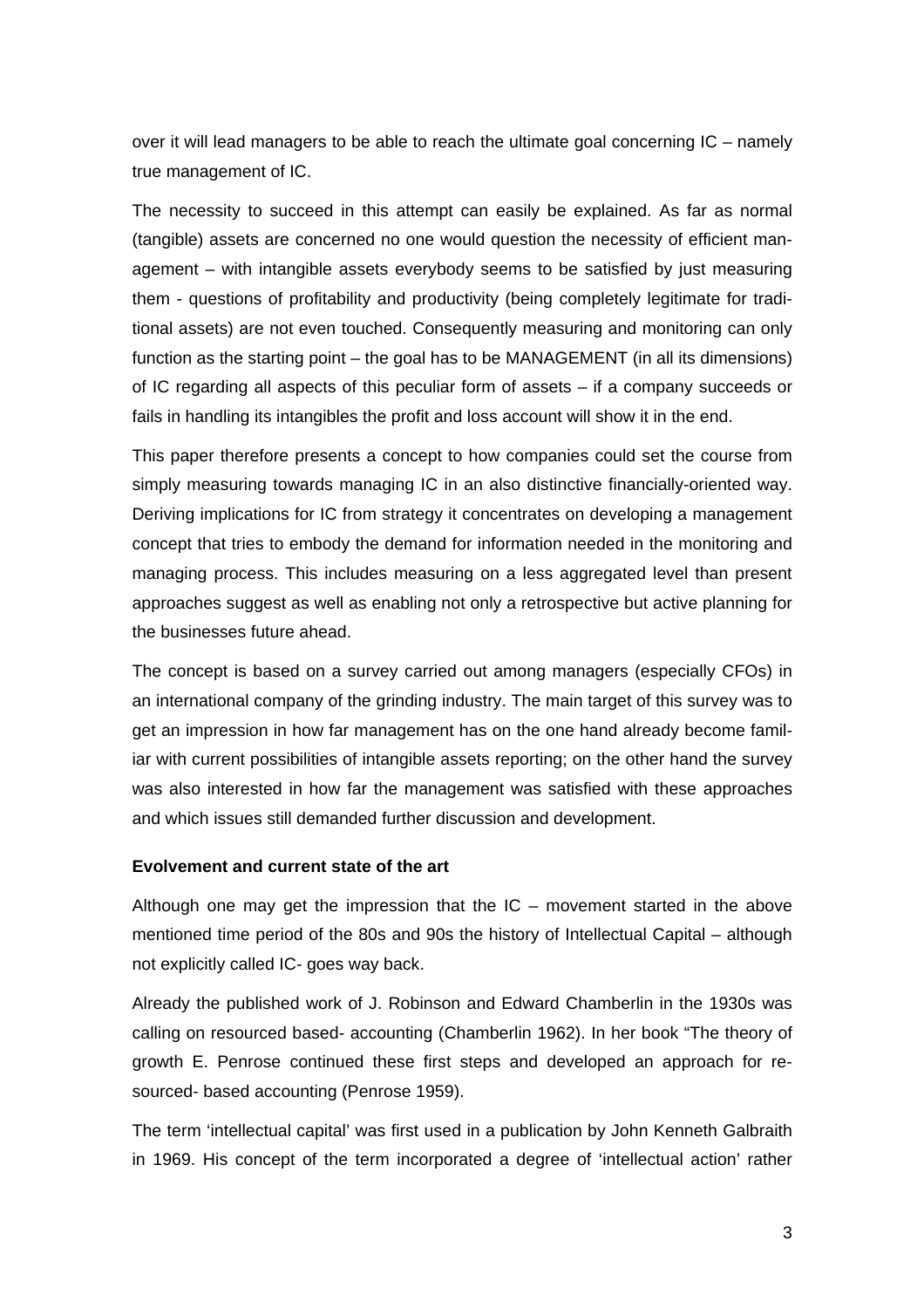over it will lead managers to be able to reach the ultimate goal concerning IC – namely true management of IC.

The necessity to succeed in this attempt can easily be explained. As far as normal (tangible) assets are concerned no one would question the necessity of efficient management – with intangible assets everybody seems to be satisfied by just measuring them - questions of profitability and productivity (being completely legitimate for traditional assets) are not even touched. Consequently measuring and monitoring can only function as the starting point – the goal has to be MANAGEMENT (in all its dimensions) of IC regarding all aspects of this peculiar form of assets – if a company succeeds or fails in handling its intangibles the profit and loss account will show it in the end.

This paper therefore presents a concept to how companies could set the course from simply measuring towards managing IC in an also distinctive financially-oriented way. Deriving implications for IC from strategy it concentrates on developing a management concept that tries to embody the demand for information needed in the monitoring and managing process. This includes measuring on a less aggregated level than present approaches suggest as well as enabling not only a retrospective but active planning for the businesses future ahead.

The concept is based on a survey carried out among managers (especially CFOs) in an international company of the grinding industry. The main target of this survey was to get an impression in how far management has on the one hand already become familiar with current possibilities of intangible assets reporting; on the other hand the survey was also interested in how far the management was satisfied with these approaches and which issues still demanded further discussion and development.

**Evolvement and current state of the art**

Although one may get the impression that the IC – movement started in the above mentioned time period of the 80s and 90s the history of Intellectual Capital – although not explicitly called IC- goes way back.

Already the published work of J. Robinson and Edward Chamberlin in the 1930s was calling on resourced based- accounting (Chamberlin 1962). In her book "The theory of growth E. Penrose continued these first steps and developed an approach for resourced- based accounting (Penrose 1959).

The term 'intellectual capital' was first used in a publication by John Kenneth Galbraith in 1969. His concept of the term incorporated a degree of 'intellectual action' rather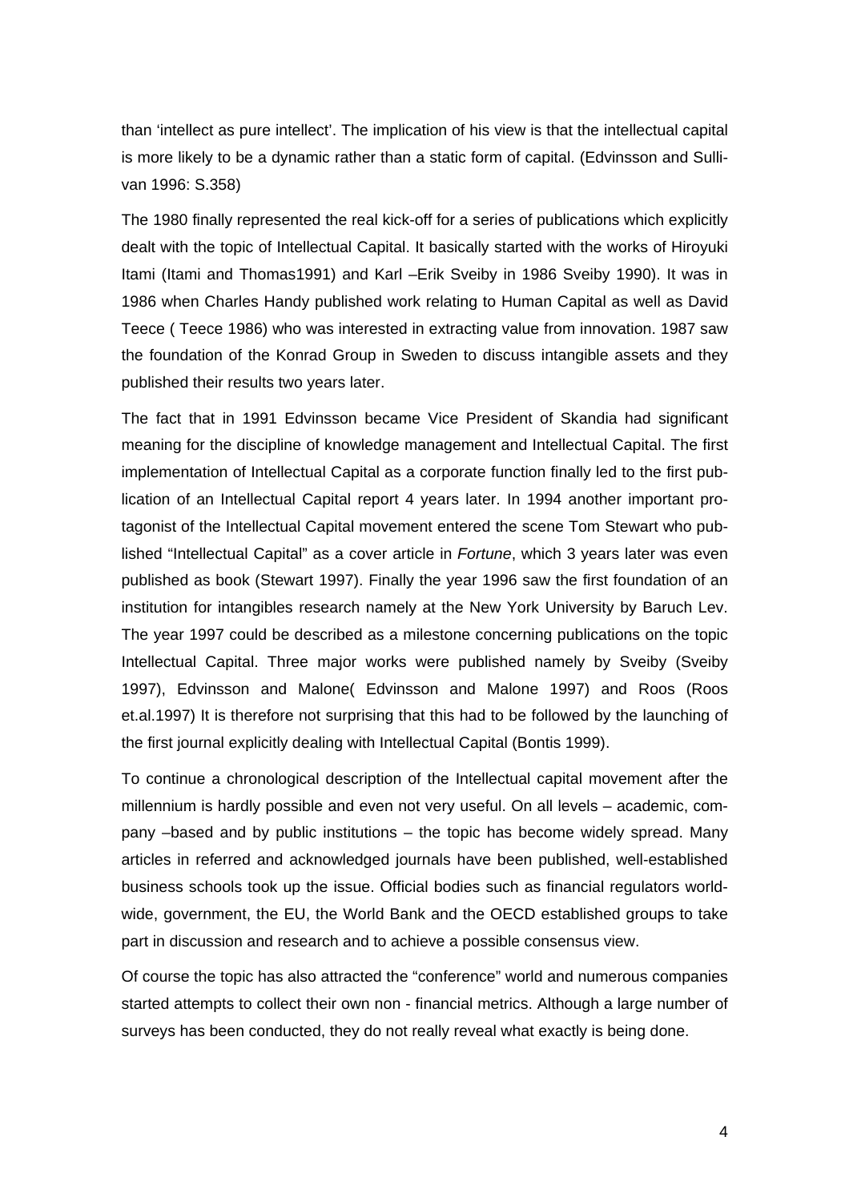than 'intellect as pure intellect'. The implication of his view is that the intellectual capital is more likely to be a dynamic rather than a static form of capital. (Edvinsson and Sullivan 1996: S.358)

The 1980 finally represented the real kick-off for a series of publications which explicitly dealt with the topic of Intellectual Capital. It basically started with the works of Hiroyuki Itami (Itami and Thomas1991) and Karl –Erik Sveiby in 1986 Sveiby 1990). It was in 1986 when Charles Handy published work relating to Human Capital as well as David Teece ( Teece 1986) who was interested in extracting value from innovation. 1987 saw the foundation of the Konrad Group in Sweden to discuss intangible assets and they published their results two years later.

The fact that in 1991 Edvinsson became Vice President of Skandia had significant meaning for the discipline of knowledge management and Intellectual Capital. The first implementation of Intellectual Capital as a corporate function finally led to the first publication of an Intellectual Capital report 4 years later. In 1994 another important protagonist of the Intellectual Capital movement entered the scene Tom Stewart who published "Intellectual Capital" as a cover article in *Fortune*, which 3 years later was even published as book (Stewart 1997). Finally the year 1996 saw the first foundation of an institution for intangibles research namely at the New York University by Baruch Lev. The year 1997 could be described as a milestone concerning publications on the topic Intellectual Capital. Three major works were published namely by Sveiby (Sveiby 1997), Edvinsson and Malone( Edvinsson and Malone 1997) and Roos (Roos et.al.1997) It is therefore not surprising that this had to be followed by the launching of the first journal explicitly dealing with Intellectual Capital (Bontis 1999).

To continue a chronological description of the Intellectual capital movement after the millennium is hardly possible and even not very useful. On all levels – academic, company –based and by public institutions – the topic has become widely spread. Many articles in referred and acknowledged journals have been published, well-established business schools took up the issue. Official bodies such as financial regulators worldwide, government, the EU, the World Bank and the OECD established groups to take part in discussion and research and to achieve a possible consensus view.

Of course the topic has also attracted the "conference" world and numerous companies started attempts to collect their own non - financial metrics. Although a large number of surveys has been conducted, they do not really reveal what exactly is being done.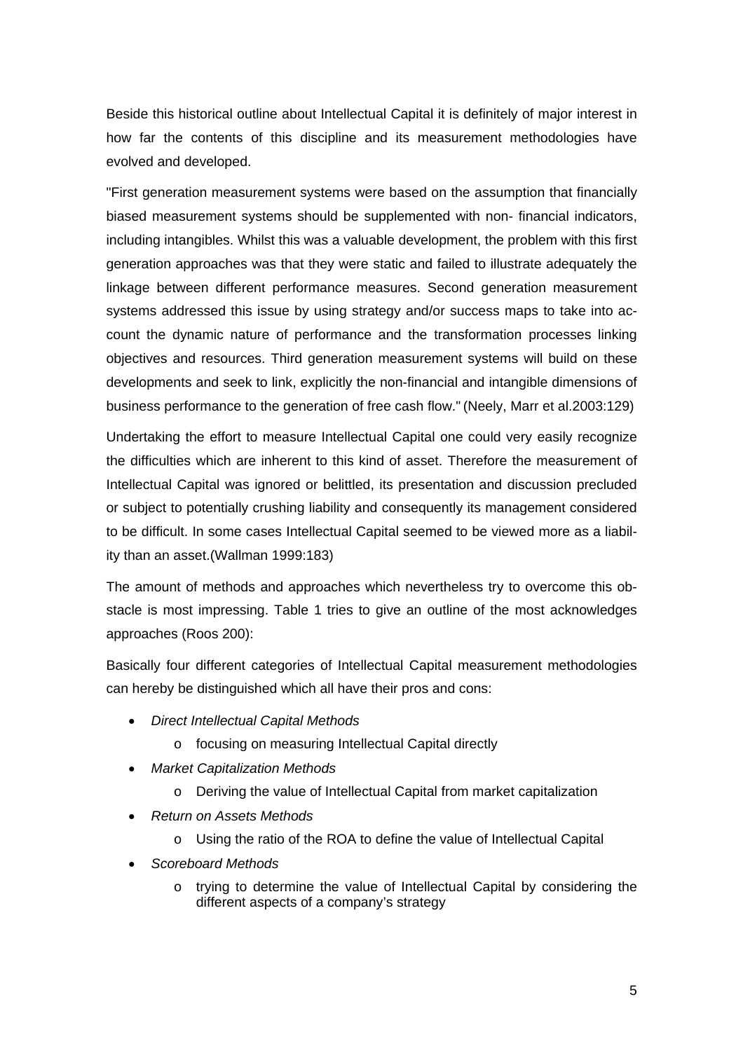Beside this historical outline about Intellectual Capital it is definitely of major interest in how far the contents of this discipline and its measurement methodologies have evolved and developed.

"First generation measurement systems were based on the assumption that financially biased measurement systems should be supplemented with non- financial indicators, including intangibles. Whilst this was a valuable development, the problem with this first generation approaches was that they were static and failed to illustrate adequately the linkage between different performance measures. Second generation measurement systems addressed this issue by using strategy and/or success maps to take into account the dynamic nature of performance and the transformation processes linking objectives and resources. Third generation measurement systems will build on these developments and seek to link, explicitly the non-financial and intangible dimensions of business performance to the generation of free cash flow." (Neely, Marr et al.2003:129)

Undertaking the effort to measure Intellectual Capital one could very easily recognize the difficulties which are inherent to this kind of asset. Therefore the measurement of Intellectual Capital was ignored or belittled, its presentation and discussion precluded or subject to potentially crushing liability and consequently its management considered to be difficult. In some cases Intellectual Capital seemed to be viewed more as a liability than an asset.(Wallman 1999:183)

The amount of methods and approaches which nevertheless try to overcome this obstacle is most impressing. Table 1 tries to give an outline of the most acknowledges approaches (Roos 200):

Basically four different categories of Intellectual Capital measurement methodologies can hereby be distinguished which all have their pros and cons:

- *Direct Intellectual Capital Methods*
  - focusing on measuring Intellectual Capital directly
- *Market Capitalization Methods*
  - Deriving the value of Intellectual Capital from market capitalization
- *Return on Assets Methods*
  - Using the ratio of the ROA to define the value of Intellectual Capital
- *Scoreboard Methods*
  - trying to determine the value of Intellectual Capital by considering the different aspects of a company's strategy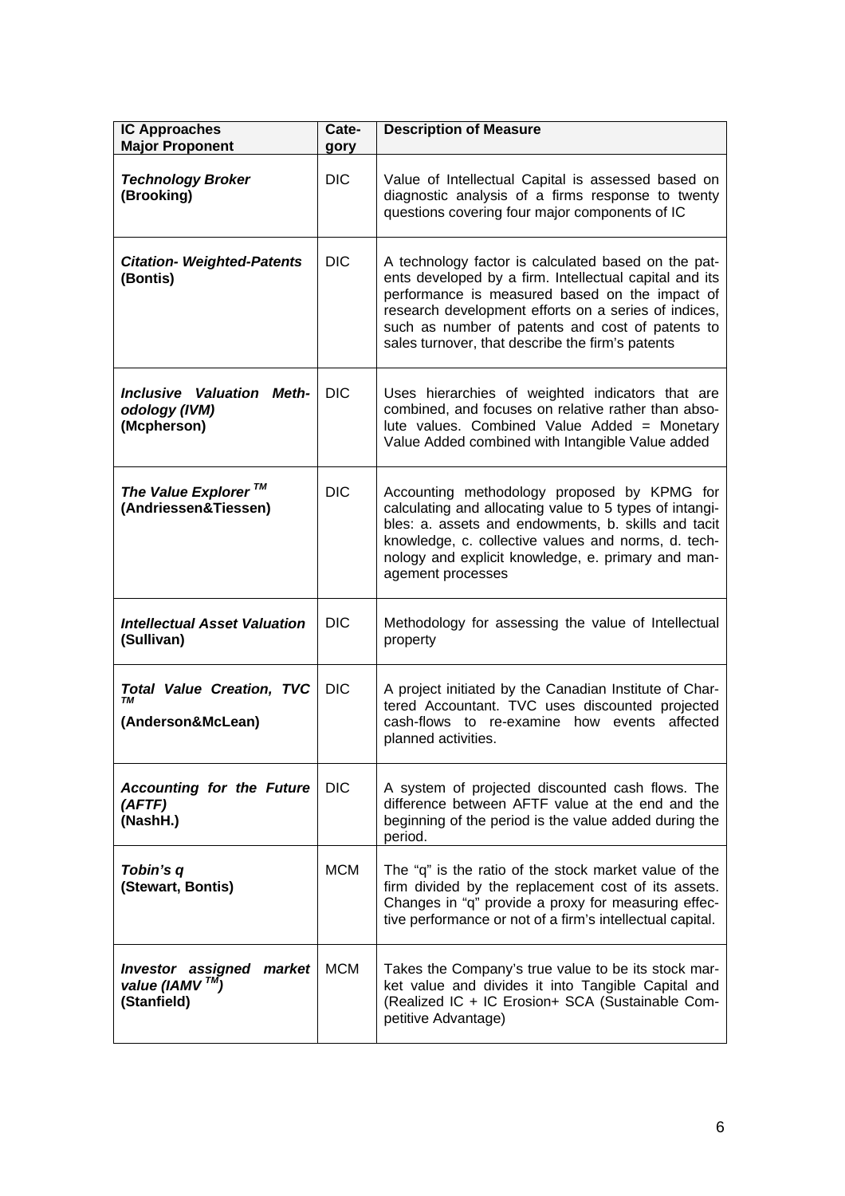| IC Approaches Major Proponent | Cate-gory | Description of Measure |
|---|---|---|
| ***Technology Broker*** **(Brooking)** | DIC | Value of Intellectual Capital is assessed based on diagnostic analysis of a firms response to twenty questions covering four major components of IC |
| ***Citation- Weighted-Patents*** **(Bontis)** | DIC | A technology factor is calculated based on the patents developed by a firm. Intellectual capital and its performance is measured based on the impact of research development efforts on a series of indices, such as number of patents and cost of patents to sales turnover, that describe the firm's patents |
| ***Inclusive Valuation Methodology (IVM)*** **(Mcpherson)** | DIC | Uses hierarchies of weighted indicators that are combined, and focuses on relative rather than absolute values. Combined Value Added = Monetary Value Added combined with Intangible Value added |
| ***The Value Explorer ™*** **(Andriessen&Tiessen)** | DIC | Accounting methodology proposed by KPMG for calculating and allocating value to 5 types of intangibles: a. assets and endowments, b. skills and tacit knowledge, c. collective values and norms, d. technology and explicit knowledge, e. primary and management processes |
| ***Intellectual Asset Valuation*** **(Sullivan)** | DIC | Methodology for assessing the value of Intellectual property |
| ***Total Value Creation, TVC ™*** **(Anderson&McLean)** | DIC | A project initiated by the Canadian Institute of Chartered Accountant. TVC uses discounted projected cash-flows to re-examine how events affected planned activities. |
| ***Accounting for the Future (AFTF)*** **(NashH.)** | DIC | A system of projected discounted cash flows. The difference between AFTF value at the end and the beginning of the period is the value added during the period. |
| ***Tobin's q*** **(Stewart, Bontis)** | MCM | The "q" is the ratio of the stock market value of the firm divided by the replacement cost of its assets. Changes in "q" provide a proxy for measuring effective performance or not of a firm's intellectual capital. |
| ***Investor assigned market value (IAMV ™)*** **(Stanfield)** | MCM | Takes the Company's true value to be its stock market value and divides it into Tangible Capital and (Realized IC + IC Erosion+ SCA (Sustainable Competitive Advantage) |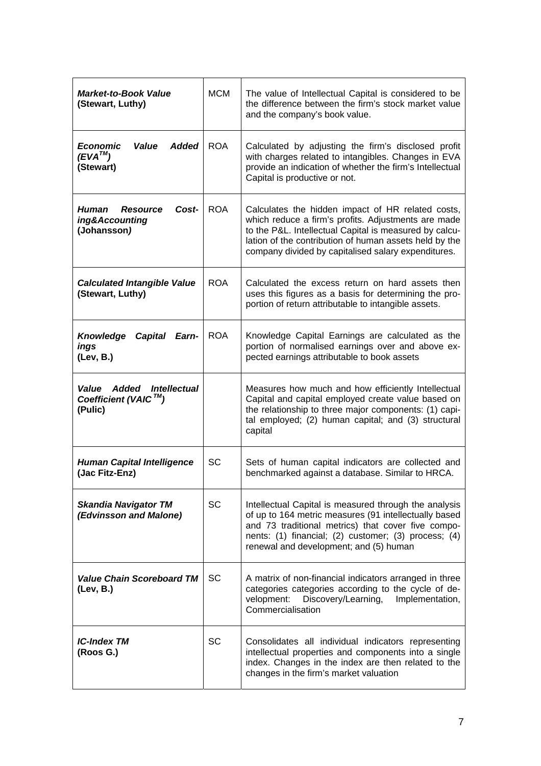| | | |
|---|---|---|
| ***Market-to-Book Value*** **(Stewart, Luthy)** | MCM | The value of Intellectual Capital is considered to be the difference between the firm's stock market value and the company's book value. |
| ***Economic Value Added (EVA$^{TM}$)*** **(Stewart)** | ROA | Calculated by adjusting the firm's disclosed profit with charges related to intangibles. Changes in EVA provide an indication of whether the firm's Intellectual Capital is productive or not. |
| ***Human Resource Costing&Accounting*** **(Johansson*)*** | ROA | Calculates the hidden impact of HR related costs, which reduce a firm's profits. Adjustments are made to the P&L. Intellectual Capital is measured by calculation of the contribution of human assets held by the company divided by capitalised salary expenditures. |
| ***Calculated Intangible Value*** **(Stewart, Luthy)** | ROA | Calculated the excess return on hard assets then uses this figures as a basis for determining the proportion of return attributable to intangible assets. |
| ***Knowledge Capital Earnings*** **(Lev, B.)** | ROA | Knowledge Capital Earnings are calculated as the portion of normalised earnings over and above expected earnings attributable to book assets |
| ***Value Added Intellectual Coefficient (VAIC$^{TM}$)*** **(Pulic)** | | Measures how much and how efficiently Intellectual Capital and capital employed create value based on the relationship to three major components: (1) capital employed; (2) human capital; and (3) structural capital |
| ***Human Capital Intelligence*** **(Jac Fitz-Enz)** | SC | Sets of human capital indicators are collected and benchmarked against a database. Similar to HRCA. |
| ***Skandia Navigator TM (Edvinsson and Malone)*** | SC | Intellectual Capital is measured through the analysis of up to 164 metric measures (91 intellectually based and 73 traditional metrics) that cover five components: (1) financial; (2) customer; (3) process; (4) renewal and development; and (5) human |
| ***Value Chain Scoreboard TM*** **(Lev, B.)** | SC | A matrix of non-financial indicators arranged in three categories categories according to the cycle of development: Discovery/Learning, Implementation, Commercialisation |
| ***IC-Index TM*** **(Roos G.)** | SC | Consolidates all individual indicators representing intellectual properties and components into a single index. Changes in the index are then related to the changes in the firm's market valuation |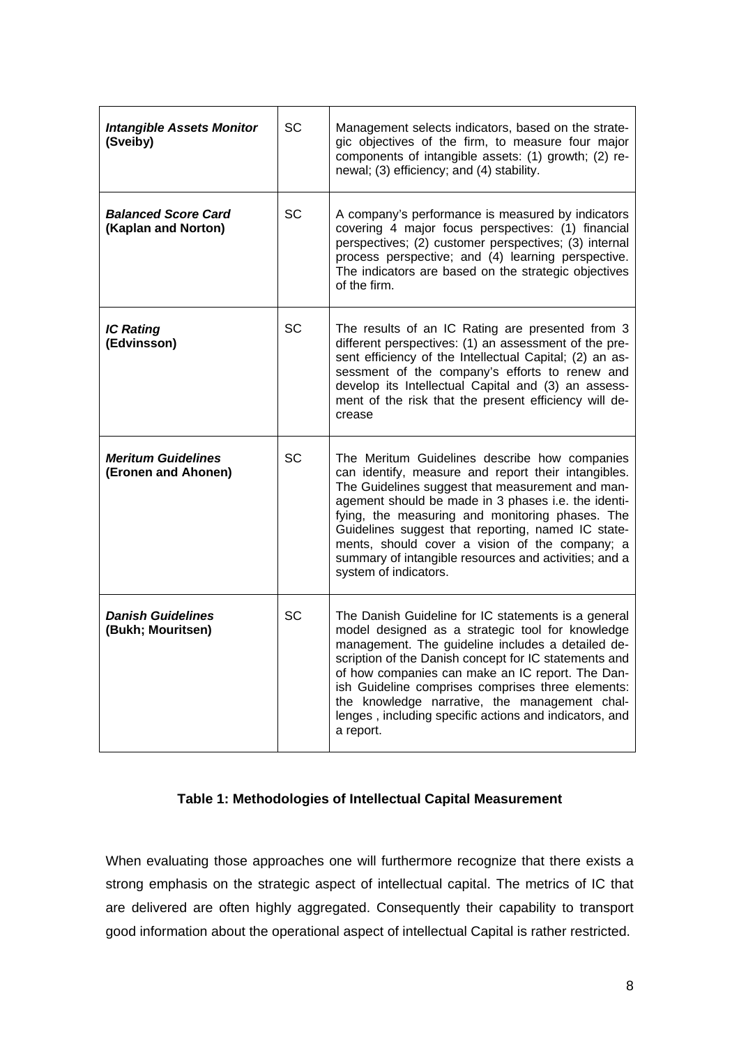| | | |
|---|---|---|
| ***Intangible Assets Monitor* (Sveiby)** | SC | Management selects indicators, based on the strategic objectives of the firm, to measure four major components of intangible assets: (1) growth; (2) renewal; (3) efficiency; and (4) stability. |
| ***Balanced Score Card* (Kaplan and Norton)** | SC | A company's performance is measured by indicators covering 4 major focus perspectives: (1) financial perspectives; (2) customer perspectives; (3) internal process perspective; and (4) learning perspective. The indicators are based on the strategic objectives of the firm. |
| ***IC Rating* (Edvinsson)** | SC | The results of an IC Rating are presented from 3 different perspectives: (1) an assessment of the present efficiency of the Intellectual Capital; (2) an assessment of the company's efforts to renew and develop its Intellectual Capital and (3) an assessment of the risk that the present efficiency will decrease |
| ***Meritum Guidelines* (Eronen and Ahonen)** | SC | The Meritum Guidelines describe how companies can identify, measure and report their intangibles. The Guidelines suggest that measurement and management should be made in 3 phases i.e. the identifying, the measuring and monitoring phases. The Guidelines suggest that reporting, named IC statements, should cover a vision of the company; a summary of intangible resources and activities; and a system of indicators. |
| ***Danish Guidelines* (Bukh; Mouritsen)** | SC | The Danish Guideline for IC statements is a general model designed as a strategic tool for knowledge management. The guideline includes a detailed description of the Danish concept for IC statements and of how companies can make an IC report. The Danish Guideline comprises comprises three elements: the knowledge narrative, the management challenges , including specific actions and indicators, and a report. |

**Table 1: Methodologies of Intellectual Capital Measurement**

When evaluating those approaches one will furthermore recognize that there exists a strong emphasis on the strategic aspect of intellectual capital. The metrics of IC that are delivered are often highly aggregated. Consequently their capability to transport good information about the operational aspect of intellectual Capital is rather restricted.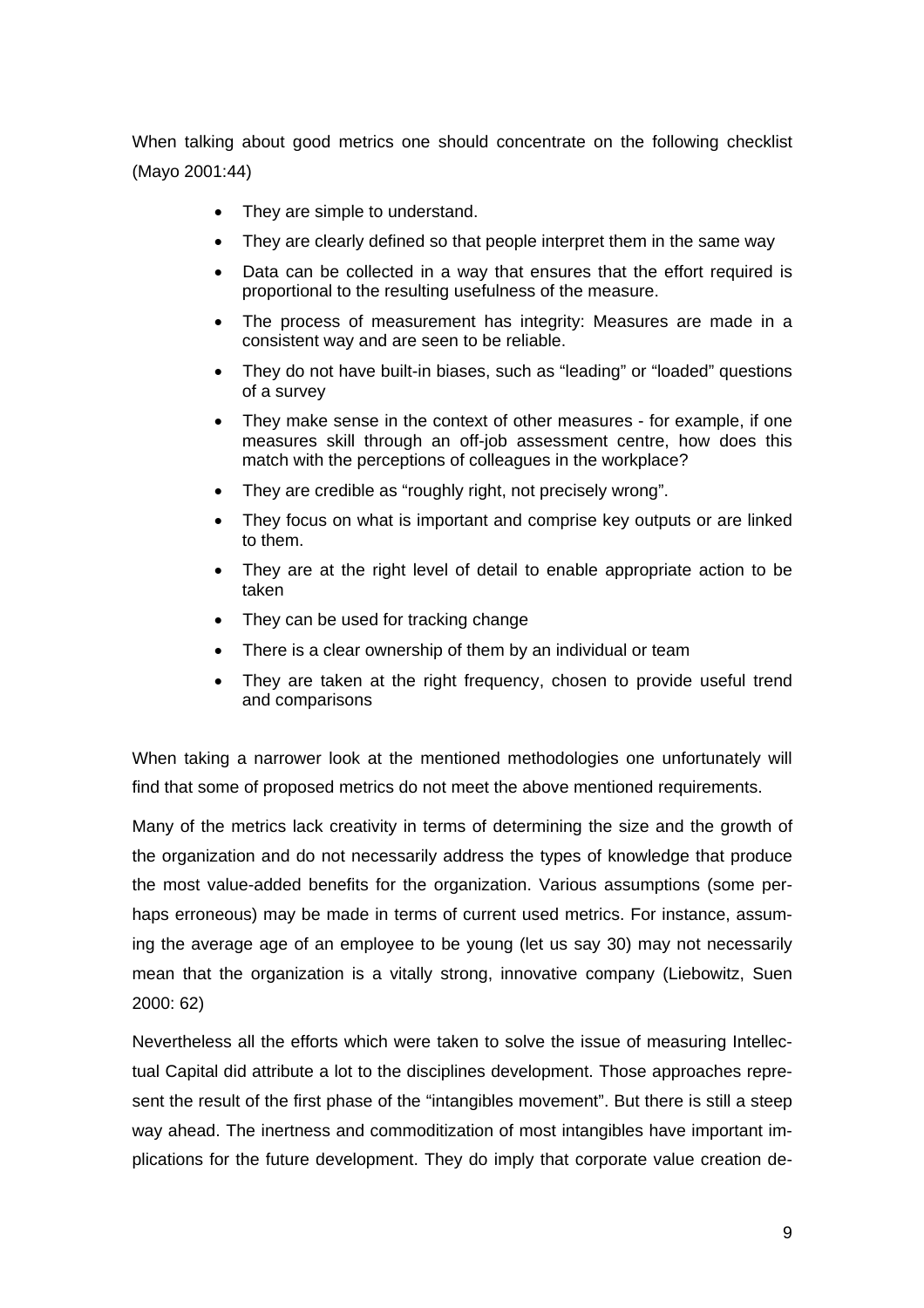When talking about good metrics one should concentrate on the following checklist (Mayo 2001:44)

- They are simple to understand.
- They are clearly defined so that people interpret them in the same way
- Data can be collected in a way that ensures that the effort required is proportional to the resulting usefulness of the measure.
- The process of measurement has integrity: Measures are made in a consistent way and are seen to be reliable.
- They do not have built-in biases, such as "leading" or "loaded" questions of a survey
- They make sense in the context of other measures - for example, if one measures skill through an off-job assessment centre, how does this match with the perceptions of colleagues in the workplace?
- They are credible as "roughly right, not precisely wrong".
- They focus on what is important and comprise key outputs or are linked to them.
- They are at the right level of detail to enable appropriate action to be taken
- They can be used for tracking change
- There is a clear ownership of them by an individual or team
- They are taken at the right frequency, chosen to provide useful trend and comparisons

When taking a narrower look at the mentioned methodologies one unfortunately will find that some of proposed metrics do not meet the above mentioned requirements.

Many of the metrics lack creativity in terms of determining the size and the growth of the organization and do not necessarily address the types of knowledge that produce the most value-added benefits for the organization. Various assumptions (some perhaps erroneous) may be made in terms of current used metrics. For instance, assuming the average age of an employee to be young (let us say 30) may not necessarily mean that the organization is a vitally strong, innovative company (Liebowitz, Suen 2000: 62)

Nevertheless all the efforts which were taken to solve the issue of measuring Intellectual Capital did attribute a lot to the disciplines development. Those approaches represent the result of the first phase of the "intangibles movement". But there is still a steep way ahead. The inertness and commoditization of most intangibles have important implications for the future development. They do imply that corporate value creation de-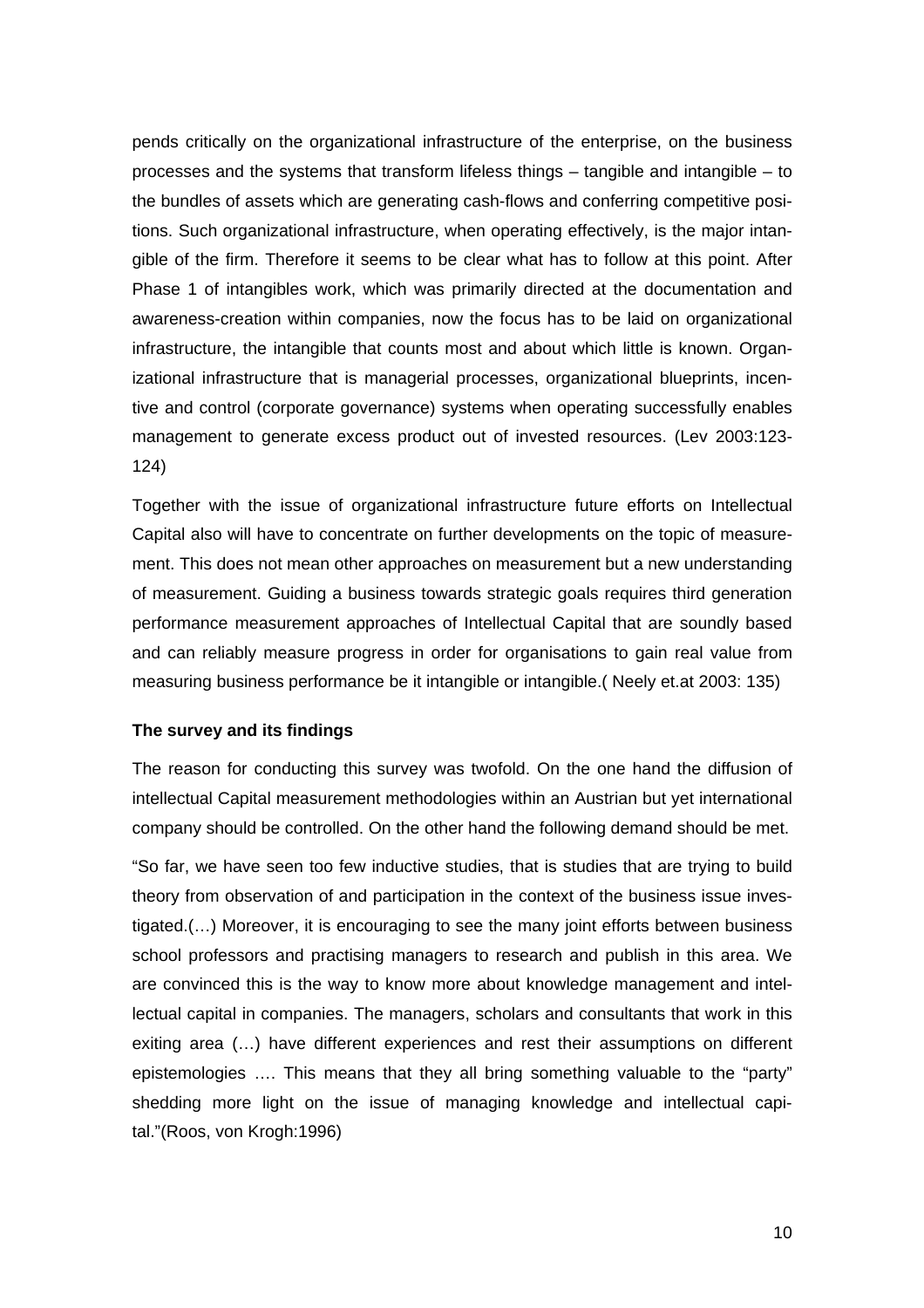pends critically on the organizational infrastructure of the enterprise, on the business processes and the systems that transform lifeless things – tangible and intangible – to the bundles of assets which are generating cash-flows and conferring competitive positions. Such organizational infrastructure, when operating effectively, is the major intangible of the firm. Therefore it seems to be clear what has to follow at this point. After Phase 1 of intangibles work, which was primarily directed at the documentation and awareness-creation within companies, now the focus has to be laid on organizational infrastructure, the intangible that counts most and about which little is known. Organizational infrastructure that is managerial processes, organizational blueprints, incentive and control (corporate governance) systems when operating successfully enables management to generate excess product out of invested resources. (Lev 2003:123-124)

Together with the issue of organizational infrastructure future efforts on Intellectual Capital also will have to concentrate on further developments on the topic of measurement. This does not mean other approaches on measurement but a new understanding of measurement. Guiding a business towards strategic goals requires third generation performance measurement approaches of Intellectual Capital that are soundly based and can reliably measure progress in order for organisations to gain real value from measuring business performance be it intangible or intangible.( Neely et.at 2003: 135)

**The survey and its findings**

The reason for conducting this survey was twofold. On the one hand the diffusion of intellectual Capital measurement methodologies within an Austrian but yet international company should be controlled. On the other hand the following demand should be met.

"So far, we have seen too few inductive studies, that is studies that are trying to build theory from observation of and participation in the context of the business issue investigated.(…) Moreover, it is encouraging to see the many joint efforts between business school professors and practising managers to research and publish in this area. We are convinced this is the way to know more about knowledge management and intellectual capital in companies. The managers, scholars and consultants that work in this exiting area (…) have different experiences and rest their assumptions on different epistemologies …. This means that they all bring something valuable to the "party" shedding more light on the issue of managing knowledge and intellectual capital."(Roos, von Krogh:1996)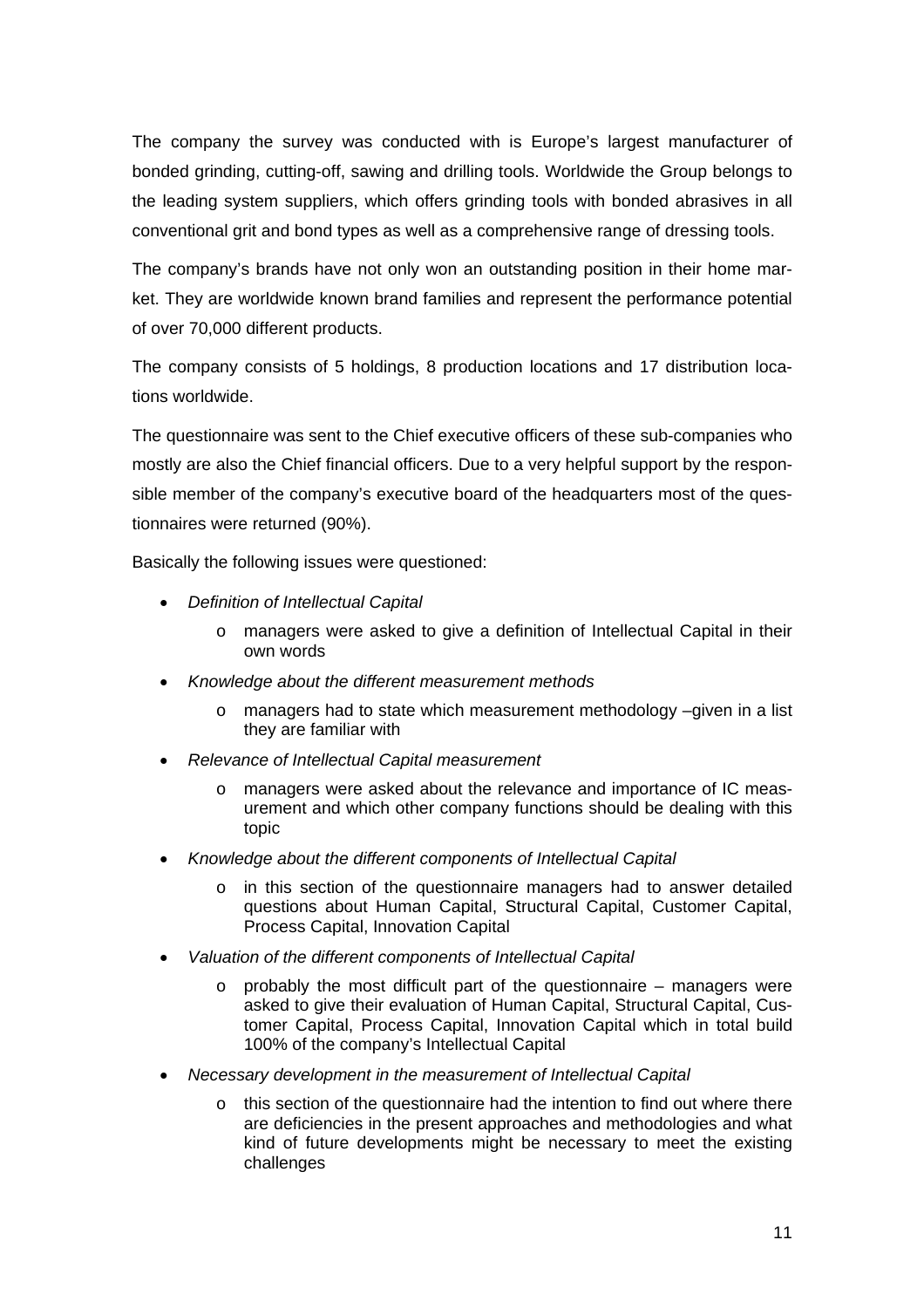The company the survey was conducted with is Europe's largest manufacturer of bonded grinding, cutting-off, sawing and drilling tools. Worldwide the Group belongs to the leading system suppliers, which offers grinding tools with bonded abrasives in all conventional grit and bond types as well as a comprehensive range of dressing tools.

The company's brands have not only won an outstanding position in their home market. They are worldwide known brand families and represent the performance potential of over 70,000 different products.

The company consists of 5 holdings, 8 production locations and 17 distribution locations worldwide.

The questionnaire was sent to the Chief executive officers of these sub-companies who mostly are also the Chief financial officers. Due to a very helpful support by the responsible member of the company's executive board of the headquarters most of the questionnaires were returned (90%).

Basically the following issues were questioned:

- *Definition of Intellectual Capital*
  - managers were asked to give a definition of Intellectual Capital in their own words
- *Knowledge about the different measurement methods*
  - managers had to state which measurement methodology –given in a list they are familiar with
- *Relevance of Intellectual Capital measurement*
  - managers were asked about the relevance and importance of IC measurement and which other company functions should be dealing with this topic
- *Knowledge about the different components of Intellectual Capital*
  - in this section of the questionnaire managers had to answer detailed questions about Human Capital, Structural Capital, Customer Capital, Process Capital, Innovation Capital
- *Valuation of the different components of Intellectual Capital*
  - probably the most difficult part of the questionnaire – managers were asked to give their evaluation of Human Capital, Structural Capital, Customer Capital, Process Capital, Innovation Capital which in total build 100% of the company's Intellectual Capital
- *Necessary development in the measurement of Intellectual Capital*
  - this section of the questionnaire had the intention to find out where there are deficiencies in the present approaches and methodologies and what kind of future developments might be necessary to meet the existing challenges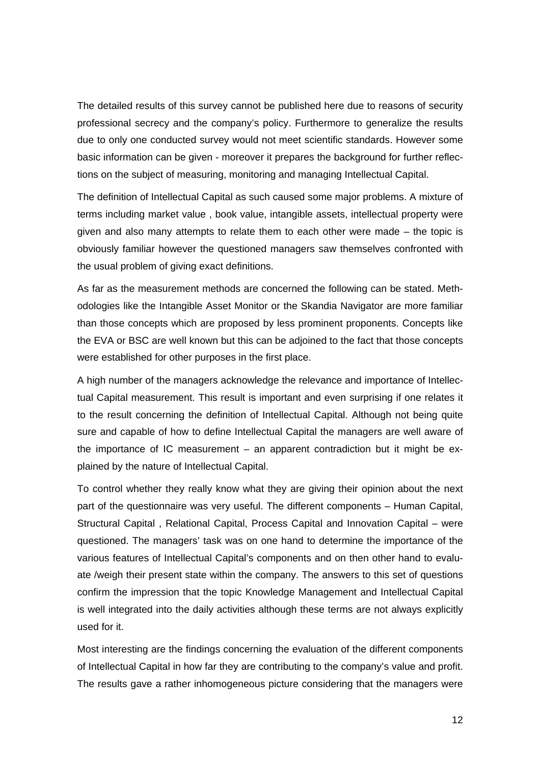The detailed results of this survey cannot be published here due to reasons of security professional secrecy and the company's policy. Furthermore to generalize the results due to only one conducted survey would not meet scientific standards. However some basic information can be given - moreover it prepares the background for further reflections on the subject of measuring, monitoring and managing Intellectual Capital.

The definition of Intellectual Capital as such caused some major problems. A mixture of terms including market value , book value, intangible assets, intellectual property were given and also many attempts to relate them to each other were made – the topic is obviously familiar however the questioned managers saw themselves confronted with the usual problem of giving exact definitions.

As far as the measurement methods are concerned the following can be stated. Methodologies like the Intangible Asset Monitor or the Skandia Navigator are more familiar than those concepts which are proposed by less prominent proponents. Concepts like the EVA or BSC are well known but this can be adjoined to the fact that those concepts were established for other purposes in the first place.

A high number of the managers acknowledge the relevance and importance of Intellectual Capital measurement. This result is important and even surprising if one relates it to the result concerning the definition of Intellectual Capital. Although not being quite sure and capable of how to define Intellectual Capital the managers are well aware of the importance of IC measurement – an apparent contradiction but it might be explained by the nature of Intellectual Capital.

To control whether they really know what they are giving their opinion about the next part of the questionnaire was very useful. The different components – Human Capital, Structural Capital , Relational Capital, Process Capital and Innovation Capital – were questioned. The managers' task was on one hand to determine the importance of the various features of Intellectual Capital's components and on then other hand to evaluate /weigh their present state within the company. The answers to this set of questions confirm the impression that the topic Knowledge Management and Intellectual Capital is well integrated into the daily activities although these terms are not always explicitly used for it.

Most interesting are the findings concerning the evaluation of the different components of Intellectual Capital in how far they are contributing to the company's value and profit. The results gave a rather inhomogeneous picture considering that the managers were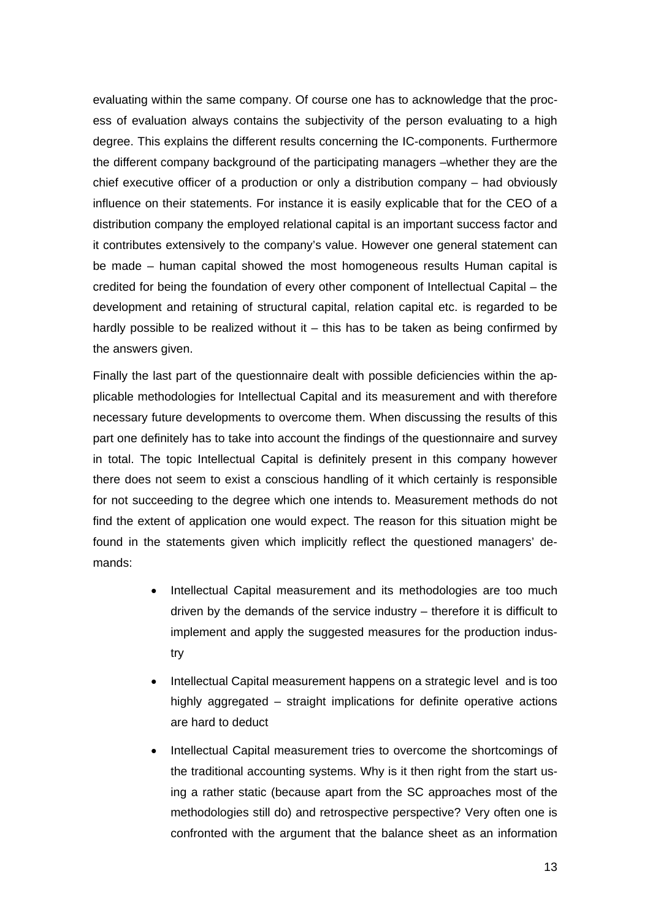evaluating within the same company. Of course one has to acknowledge that the process of evaluation always contains the subjectivity of the person evaluating to a high degree. This explains the different results concerning the IC-components. Furthermore the different company background of the participating managers –whether they are the chief executive officer of a production or only a distribution company – had obviously influence on their statements. For instance it is easily explicable that for the CEO of a distribution company the employed relational capital is an important success factor and it contributes extensively to the company's value. However one general statement can be made – human capital showed the most homogeneous results Human capital is credited for being the foundation of every other component of Intellectual Capital – the development and retaining of structural capital, relation capital etc. is regarded to be hardly possible to be realized without it – this has to be taken as being confirmed by the answers given.

Finally the last part of the questionnaire dealt with possible deficiencies within the applicable methodologies for Intellectual Capital and its measurement and with therefore necessary future developments to overcome them. When discussing the results of this part one definitely has to take into account the findings of the questionnaire and survey in total. The topic Intellectual Capital is definitely present in this company however there does not seem to exist a conscious handling of it which certainly is responsible for not succeeding to the degree which one intends to. Measurement methods do not find the extent of application one would expect. The reason for this situation might be found in the statements given which implicitly reflect the questioned managers' demands:

- Intellectual Capital measurement and its methodologies are too much driven by the demands of the service industry – therefore it is difficult to implement and apply the suggested measures for the production industry
- Intellectual Capital measurement happens on a strategic level and is too highly aggregated – straight implications for definite operative actions are hard to deduct
- Intellectual Capital measurement tries to overcome the shortcomings of the traditional accounting systems. Why is it then right from the start using a rather static (because apart from the SC approaches most of the methodologies still do) and retrospective perspective? Very often one is confronted with the argument that the balance sheet as an information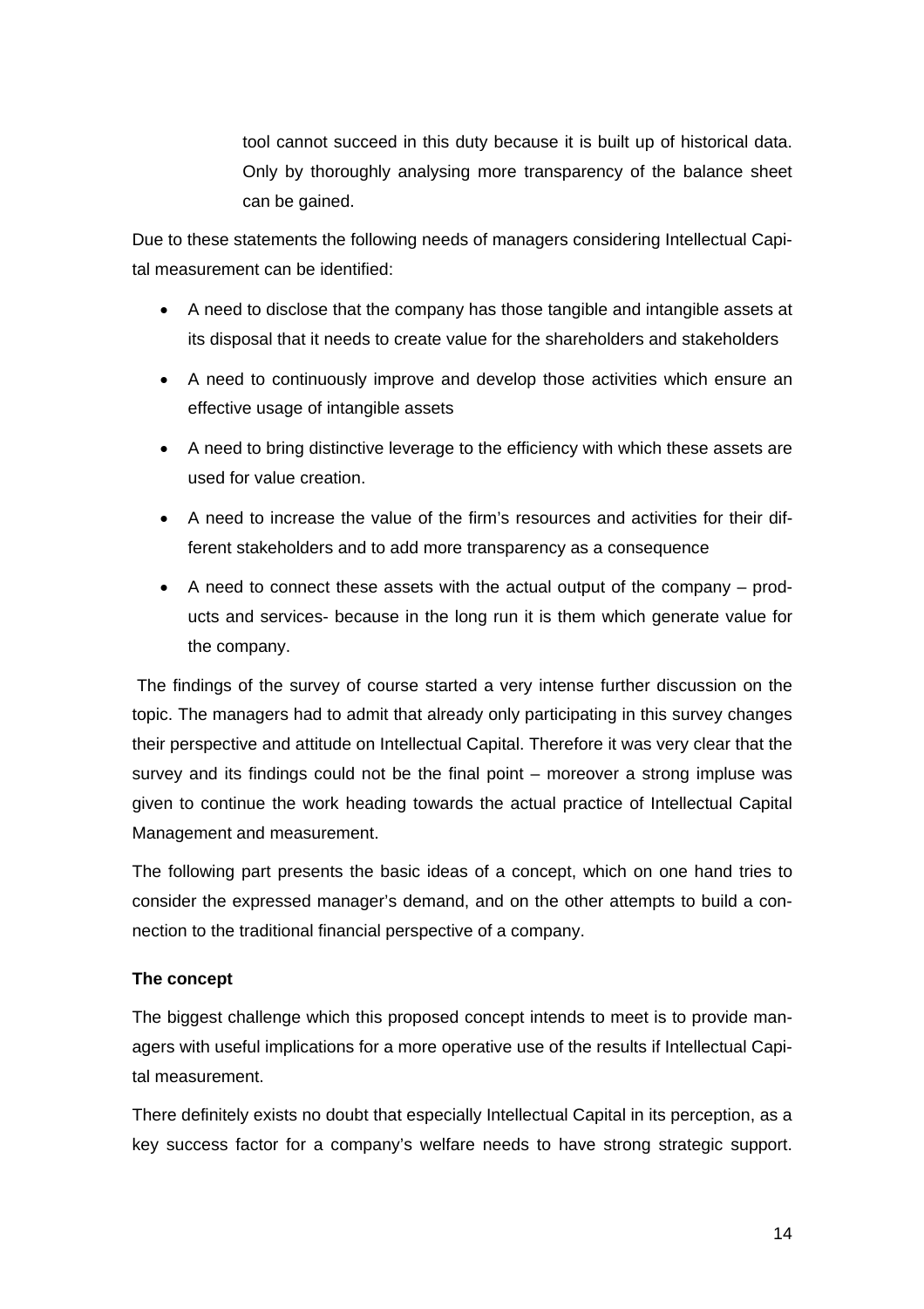tool cannot succeed in this duty because it is built up of historical data. Only by thoroughly analysing more transparency of the balance sheet can be gained.

Due to these statements the following needs of managers considering Intellectual Capital measurement can be identified:

- A need to disclose that the company has those tangible and intangible assets at its disposal that it needs to create value for the shareholders and stakeholders
- A need to continuously improve and develop those activities which ensure an effective usage of intangible assets
- A need to bring distinctive leverage to the efficiency with which these assets are used for value creation.
- A need to increase the value of the firm's resources and activities for their different stakeholders and to add more transparency as a consequence
- A need to connect these assets with the actual output of the company – products and services- because in the long run it is them which generate value for the company.

The findings of the survey of course started a very intense further discussion on the topic. The managers had to admit that already only participating in this survey changes their perspective and attitude on Intellectual Capital. Therefore it was very clear that the survey and its findings could not be the final point – moreover a strong impluse was given to continue the work heading towards the actual practice of Intellectual Capital Management and measurement.

The following part presents the basic ideas of a concept, which on one hand tries to consider the expressed manager's demand, and on the other attempts to build a connection to the traditional financial perspective of a company.

**The concept**

The biggest challenge which this proposed concept intends to meet is to provide managers with useful implications for a more operative use of the results if Intellectual Capital measurement.

There definitely exists no doubt that especially Intellectual Capital in its perception, as a key success factor for a company's welfare needs to have strong strategic support.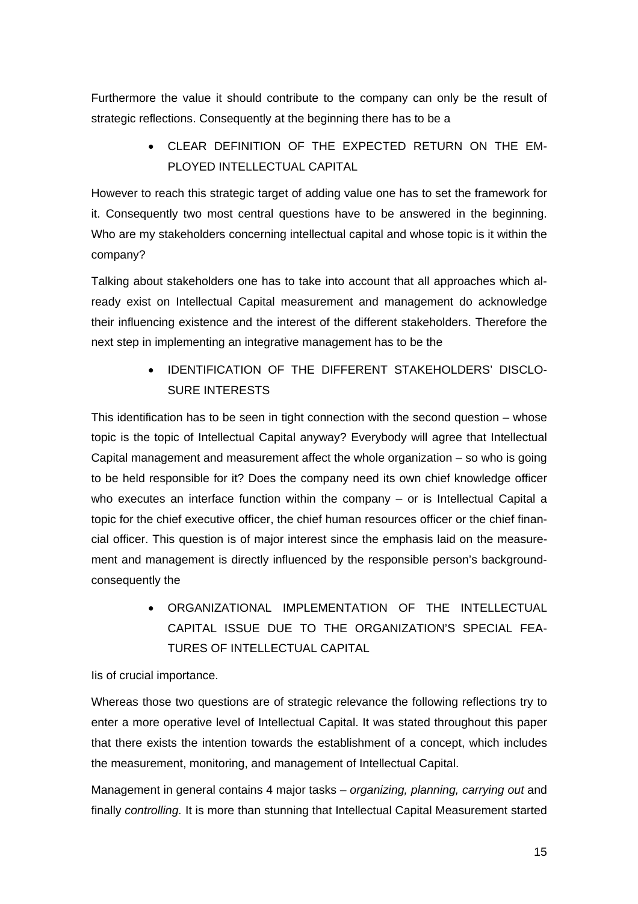Furthermore the value it should contribute to the company can only be the result of strategic reflections. Consequently at the beginning there has to be a

- CLEAR DEFINITION OF THE EXPECTED RETURN ON THE EMPLOYED INTELLECTUAL CAPITAL

However to reach this strategic target of adding value one has to set the framework for it. Consequently two most central questions have to be answered in the beginning. Who are my stakeholders concerning intellectual capital and whose topic is it within the company?

Talking about stakeholders one has to take into account that all approaches which already exist on Intellectual Capital measurement and management do acknowledge their influencing existence and the interest of the different stakeholders. Therefore the next step in implementing an integrative management has to be the

- IDENTIFICATION OF THE DIFFERENT STAKEHOLDERS' DISCLOSURE INTERESTS

This identification has to be seen in tight connection with the second question – whose topic is the topic of Intellectual Capital anyway? Everybody will agree that Intellectual Capital management and measurement affect the whole organization – so who is going to be held responsible for it? Does the company need its own chief knowledge officer who executes an interface function within the company – or is Intellectual Capital a topic for the chief executive officer, the chief human resources officer or the chief financial officer. This question is of major interest since the emphasis laid on the measurement and management is directly influenced by the responsible person's background- consequently the

- ORGANIZATIONAL IMPLEMENTATION OF THE INTELLECTUAL CAPITAL ISSUE DUE TO THE ORGANIZATION'S SPECIAL FEATURES OF INTELLECTUAL CAPITAL

Iis of crucial importance.

Whereas those two questions are of strategic relevance the following reflections try to enter a more operative level of Intellectual Capital. It was stated throughout this paper that there exists the intention towards the establishment of a concept, which includes the measurement, monitoring, and management of Intellectual Capital.

Management in general contains 4 major tasks – *organizing, planning, carrying out* and finally *controlling.* It is more than stunning that Intellectual Capital Measurement started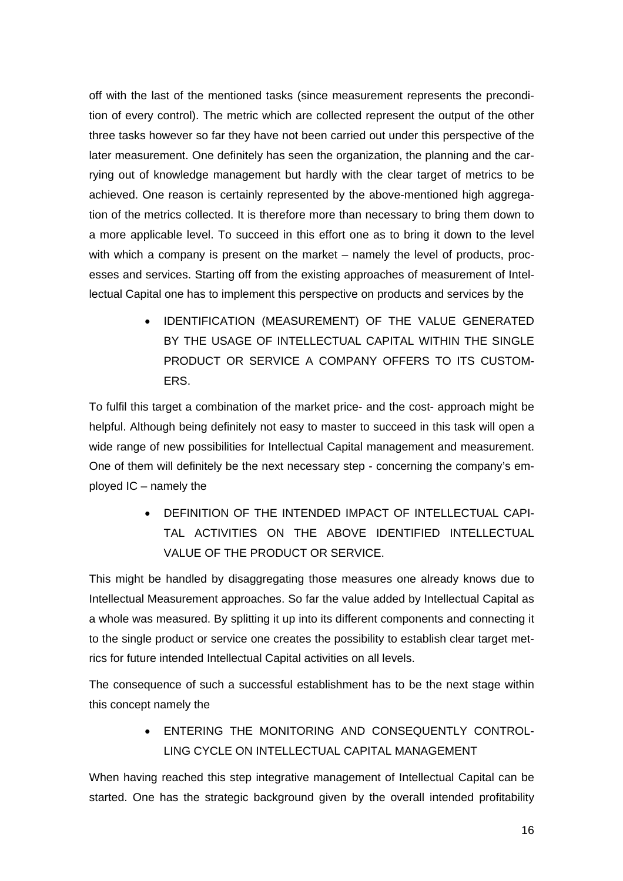off with the last of the mentioned tasks (since measurement represents the precondition of every control). The metric which are collected represent the output of the other three tasks however so far they have not been carried out under this perspective of the later measurement. One definitely has seen the organization, the planning and the carrying out of knowledge management but hardly with the clear target of metrics to be achieved. One reason is certainly represented by the above-mentioned high aggregation of the metrics collected. It is therefore more than necessary to bring them down to a more applicable level. To succeed in this effort one as to bring it down to the level with which a company is present on the market – namely the level of products, processes and services. Starting off from the existing approaches of measurement of Intellectual Capital one has to implement this perspective on products and services by the

- IDENTIFICATION (MEASUREMENT) OF THE VALUE GENERATED BY THE USAGE OF INTELLECTUAL CAPITAL WITHIN THE SINGLE PRODUCT OR SERVICE A COMPANY OFFERS TO ITS CUSTOMERS.

To fulfil this target a combination of the market price- and the cost- approach might be helpful. Although being definitely not easy to master to succeed in this task will open a wide range of new possibilities for Intellectual Capital management and measurement. One of them will definitely be the next necessary step - concerning the company's employed IC – namely the

- DEFINITION OF THE INTENDED IMPACT OF INTELLECTUAL CAPITAL ACTIVITIES ON THE ABOVE IDENTIFIED INTELLECTUAL VALUE OF THE PRODUCT OR SERVICE.

This might be handled by disaggregating those measures one already knows due to Intellectual Measurement approaches. So far the value added by Intellectual Capital as a whole was measured. By splitting it up into its different components and connecting it to the single product or service one creates the possibility to establish clear target metrics for future intended Intellectual Capital activities on all levels.

The consequence of such a successful establishment has to be the next stage within this concept namely the

- ENTERING THE MONITORING AND CONSEQUENTLY CONTROLLING CYCLE ON INTELLECTUAL CAPITAL MANAGEMENT

When having reached this step integrative management of Intellectual Capital can be started. One has the strategic background given by the overall intended profitability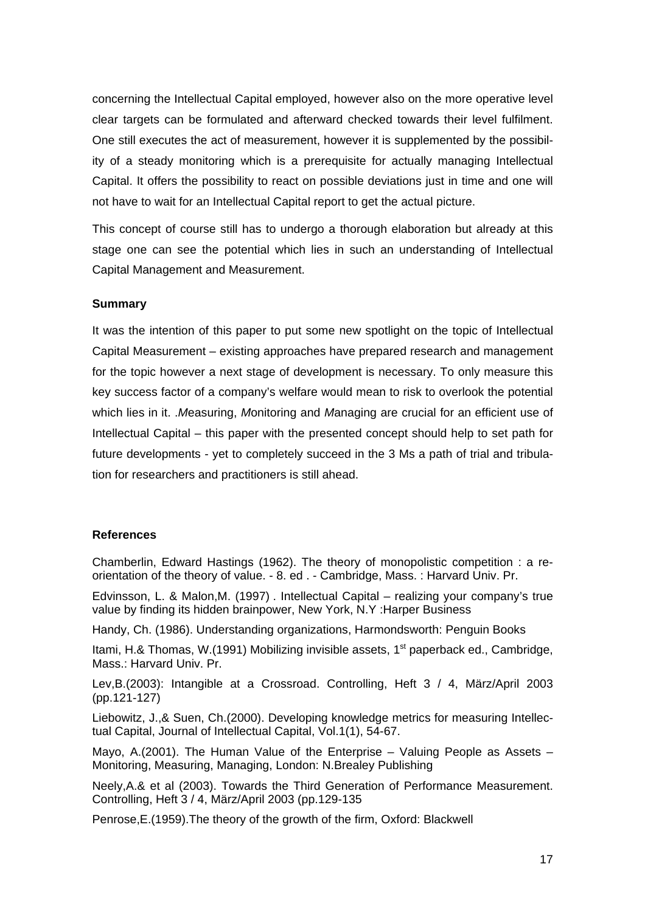concerning the Intellectual Capital employed, however also on the more operative level clear targets can be formulated and afterward checked towards their level fulfilment. One still executes the act of measurement, however it is supplemented by the possibility of a steady monitoring which is a prerequisite for actually managing Intellectual Capital. It offers the possibility to react on possible deviations just in time and one will not have to wait for an Intellectual Capital report to get the actual picture.

This concept of course still has to undergo a thorough elaboration but already at this stage one can see the potential which lies in such an understanding of Intellectual Capital Management and Measurement.

**Summary**

It was the intention of this paper to put some new spotlight on the topic of Intellectual Capital Measurement – existing approaches have prepared research and management for the topic however a next stage of development is necessary. To only measure this key success factor of a company's welfare would mean to risk to overlook the potential which lies in it. .*M*easuring, *M*onitoring and *M*anaging are crucial for an efficient use of Intellectual Capital – this paper with the presented concept should help to set path for future developments - yet to completely succeed in the 3 Ms a path of trial and tribulation for researchers and practitioners is still ahead.

**References**

Chamberlin, Edward Hastings (1962). The theory of monopolistic competition : a re-orientation of the theory of value. - 8. ed . - Cambridge, Mass. : Harvard Univ. Pr.

Edvinsson, L. & Malon,M. (1997) . Intellectual Capital – realizing your company's true value by finding its hidden brainpower, New York, N.Y :Harper Business

Handy, Ch. (1986). Understanding organizations, Harmondsworth: Penguin Books

Itami, H.& Thomas, W.(1991) Mobilizing invisible assets, 1st paperback ed., Cambridge, Mass.: Harvard Univ. Pr.

Lev,B.(2003): Intangible at a Crossroad. Controlling, Heft 3 / 4, März/April 2003 (pp.121-127)

Liebowitz, J.,& Suen, Ch.(2000). Developing knowledge metrics for measuring Intellectual Capital, Journal of Intellectual Capital, Vol.1(1), 54-67.

Mayo, A.(2001). The Human Value of the Enterprise – Valuing People as Assets – Monitoring, Measuring, Managing, London: N.Brealey Publishing

Neely,A.& et al (2003). Towards the Third Generation of Performance Measurement. Controlling, Heft 3 / 4, März/April 2003 (pp.129-135

Penrose,E.(1959).The theory of the growth of the firm, Oxford: Blackwell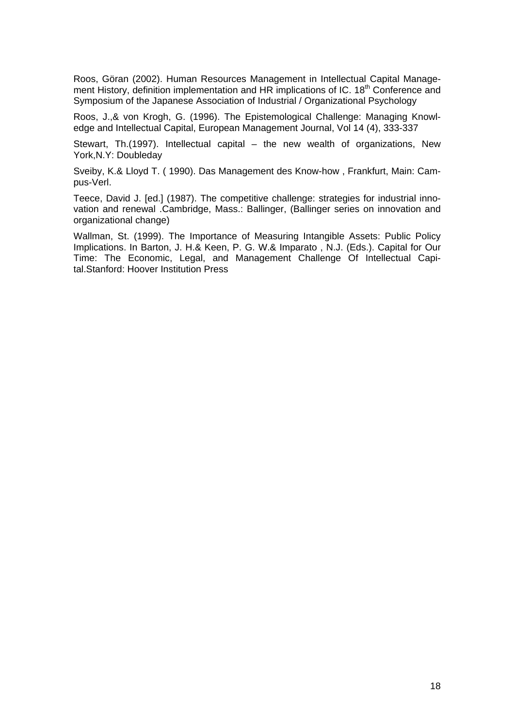Roos, Göran (2002). Human Resources Management in Intellectual Capital Management History, definition implementation and HR implications of IC. 18th Conference and Symposium of the Japanese Association of Industrial / Organizational Psychology

Roos, J.,& von Krogh, G. (1996). The Epistemological Challenge: Managing Knowledge and Intellectual Capital, European Management Journal, Vol 14 (4), 333-337

Stewart, Th.(1997). Intellectual capital – the new wealth of organizations, New York,N.Y: Doubleday

Sveiby, K.& Lloyd T. ( 1990). Das Management des Know-how , Frankfurt, Main: Campus-Verl.

Teece, David J. [ed.] (1987). The competitive challenge: strategies for industrial innovation and renewal .Cambridge, Mass.: Ballinger, (Ballinger series on innovation and organizational change)

Wallman, St. (1999). The Importance of Measuring Intangible Assets: Public Policy Implications. In Barton, J. H.& Keen, P. G. W.& Imparato , N.J. (Eds.). Capital for Our Time: The Economic, Legal, and Management Challenge Of Intellectual Capital.Stanford: Hoover Institution Press